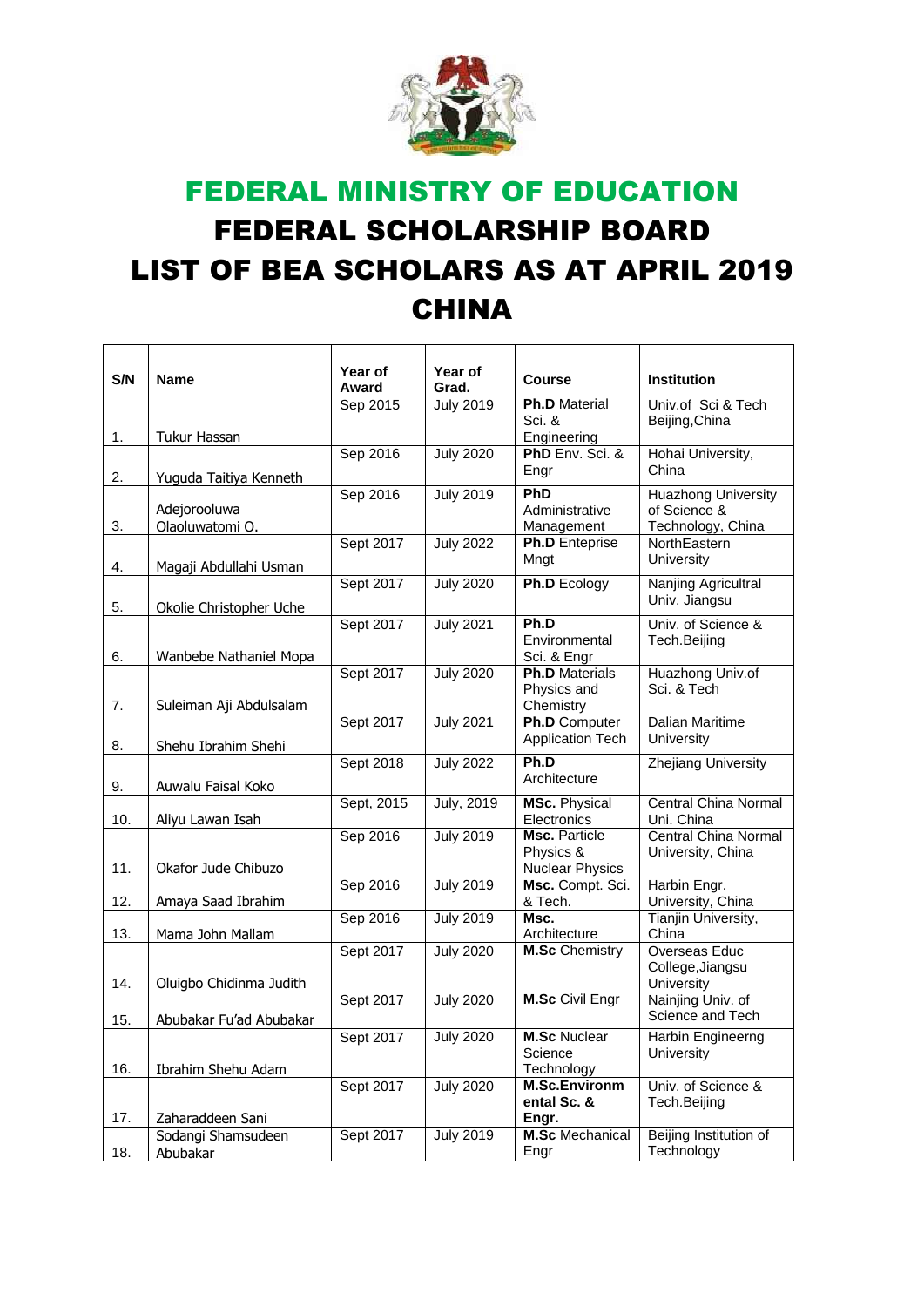# FEDERAL MINISTRY OF EDUCATION

# FEDERAL SCHOLARSHIP BOARD

# LIST OF BEA SCHOLARS AS AT APRIL 2019

# CHINA

| S/N | Name | Year of Award | Year of Grad. | Course | Institution |
|---|---|---|---|---|---|
| 1. | Tukur Hassan | Sep 2015 | July 2019 | **Ph.D** Material Sci. & Engineering | Univ.of Sci & Tech Beijing,China |
| 2. | Yuguda Taitiya Kenneth | Sep 2016 | July 2020 | **PhD** Env. Sci. & Engr | Hohai University, China |
| 3. | Adejorooluwa Olaoluwatomi O. | Sep 2016 | July 2019 | **PhD** Administrative Management | Huazhong University of Science & Technology, China |
| 4. | Magaji Abdullahi Usman | Sept 2017 | July 2022 | **Ph.D** Enteprise Mngt | NorthEastern University |
| 5. | Okolie Christopher Uche | Sept 2017 | July 2020 | **Ph.D** Ecology | Nanjing Agricultral Univ. Jiangsu |
| 6. | Wanbebe Nathaniel Mopa | Sept 2017 | July 2021 | **Ph.D** Environmental Sci. & Engr | Univ. of Science & Tech.Beijing |
| 7. | Suleiman Aji Abdulsalam | Sept 2017 | July 2020 | **Ph.D** Materials Physics and Chemistry | Huazhong Univ.of Sci. & Tech |
| 8. | Shehu Ibrahim Shehi | Sept 2017 | July 2021 | **Ph.D** Computer Application Tech | Dalian Maritime University |
| 9. | Auwalu Faisal Koko | Sept 2018 | July 2022 | **Ph.D** Architecture | Zhejiang University |
| 10. | Aliyu Lawan Isah | Sept, 2015 | July, 2019 | **MSc.** Physical Electronics | Central China Normal Uni. China |
| 11. | Okafor Jude Chibuzo | Sep 2016 | July 2019 | **Msc.** Particle Physics & Nuclear Physics | Central China Normal University, China |
| 12. | Amaya Saad Ibrahim | Sep 2016 | July 2019 | **Msc.** Compt. Sci. & Tech. | Harbin Engr. University, China |
| 13. | Mama John Mallam | Sep 2016 | July 2019 | **Msc.** Architecture | Tianjin University, China |
| 14. | Oluigbo Chidinma Judith | Sept 2017 | July 2020 | **M.Sc** Chemistry | Overseas Educ College,Jiangsu University |
| 15. | Abubakar Fu'ad Abubakar | Sept 2017 | July 2020 | **M.Sc** Civil Engr | Nainjing Univ. of Science and Tech |
| 16. | Ibrahim Shehu Adam | Sept 2017 | July 2020 | **M.Sc** Nuclear Science Technology | Harbin Engineerng University |
| 17. | Zaharaddeen Sani | Sept 2017 | July 2020 | **M.Sc.Environmental Sc. & Engr.** | Univ. of Science & Tech.Beijing |
| 18. | Sodangi Shamsudeen Abubakar | Sept 2017 | July 2019 | **M.Sc** Mechanical Engr | Beijing Institution of Technology |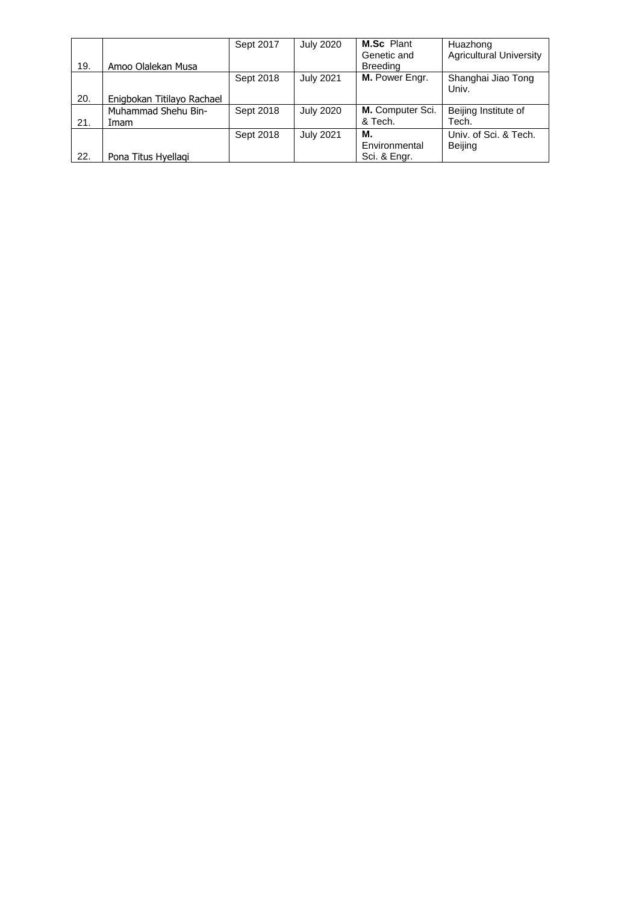| | | | | | |
|---|---|---|---|---|---|
| 19. | Amoo Olalekan Musa | Sept 2017 | July 2020 | **M.Sc** Plant Genetic and Breeding | Huazhong Agricultural University |
| 20. | Enigbokan Titilayo Rachael | Sept 2018 | July 2021 | **M.** Power Engr. | Shanghai Jiao Tong Univ. |
| 21. | Muhammad Shehu Bin-Imam | Sept 2018 | July 2020 | **M.** Computer Sci. & Tech. | Beijing Institute of Tech. |
| 22. | Pona Titus Hyellaqi | Sept 2018 | July 2021 | **M.** Environmental Sci. & Engr. | Univ. of Sci. & Tech. Beijing |